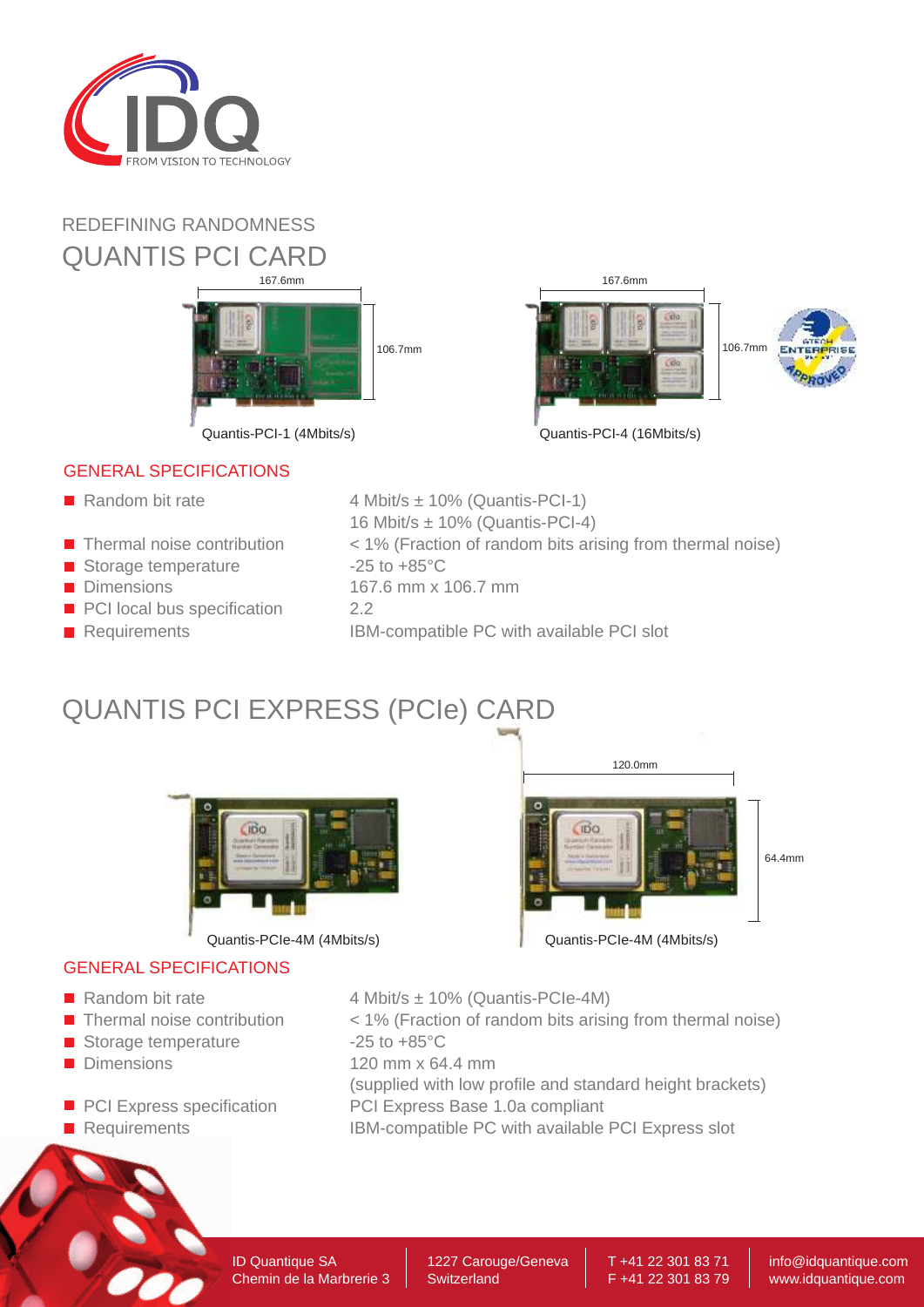REDEFINING RANDOMNESS

# QUANTIS PCI CARD

167.6mm

106.7mm

Quantis-PCI-1 (4Mbits/s)

167.6mm

106.7mm

Quantis-PCI-4 (16Mbits/s)

## GENERAL SPECIFICATIONS

| | |
|---|---|
| Random bit rate | 4 Mbit/s ± 10% (Quantis-PCI-1)<br>16 Mbit/s ± 10% (Quantis-PCI-4) |
| Thermal noise contribution | < 1% (Fraction of random bits arising from thermal noise) |
| Storage temperature | -25 to +85°C |
| Dimensions | 167.6 mm x 106.7 mm |
| PCI local bus specification | 2.2 |
| Requirements | IBM-compatible PC with available PCI slot |

# QUANTIS PCI EXPRESS (PCIe) CARD

Quantis-PCIe-4M (4Mbits/s)

120.0mm

64.4mm

Quantis-PCIe-4M (4Mbits/s)

## GENERAL SPECIFICATIONS

| | |
|---|---|
| Random bit rate | 4 Mbit/s ± 10% (Quantis-PCIe-4M) |
| Thermal noise contribution | < 1% (Fraction of random bits arising from thermal noise) |
| Storage temperature | -25 to +85°C |
| Dimensions | 120 mm x 64.4 mm<br>(supplied with low profile and standard height brackets) |
| PCI Express specification | PCI Express Base 1.0a compliant |
| Requirements | IBM-compatible PC with available PCI Express slot |

ID Quantique SA
Chemin de la Marbrerie 3

1227 Carouge/Geneva
Switzerland

T +41 22 301 83 71
F +41 22 301 83 79

info@idquantique.com
www.idquantique.com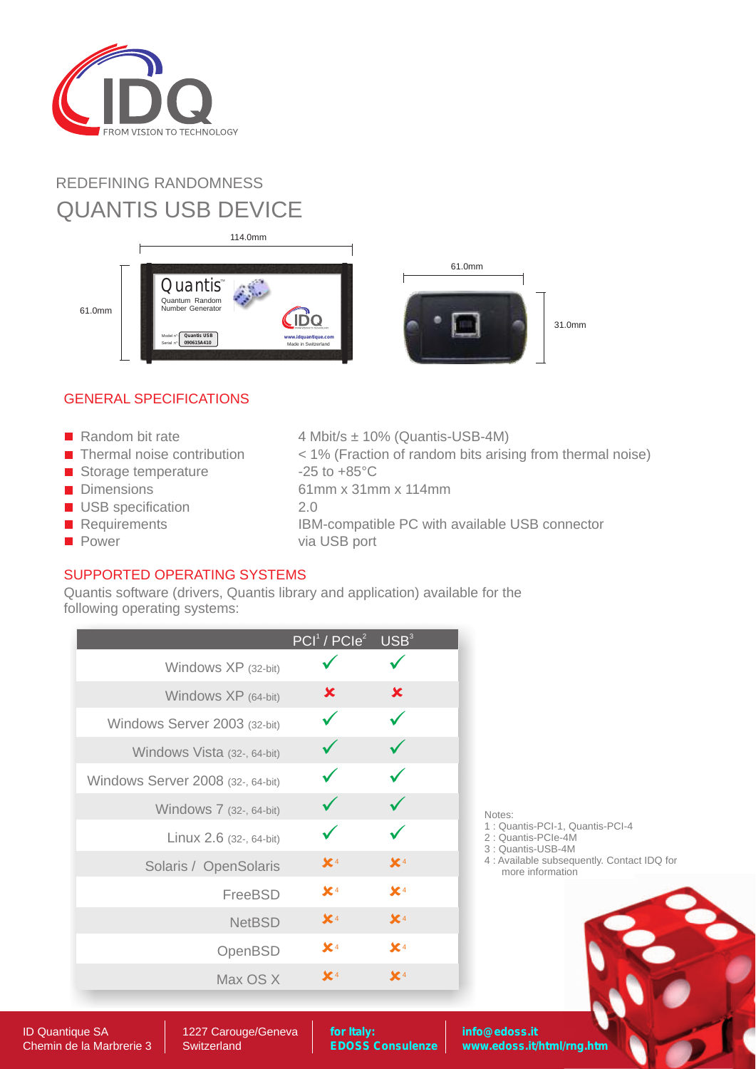REDEFINING RANDOMNESS

# QUANTIS USB DEVICE

114.0mm

61.0mm

61.0mm

31.0mm

## GENERAL SPECIFICATIONS

- Random bit rate — 4 Mbit/s ± 10% (Quantis-USB-4M)
- Thermal noise contribution — < 1% (Fraction of random bits arising from thermal noise)
- Storage temperature — -25 to +85°C
- Dimensions — 61mm x 31mm x 114mm
- USB specification — 2.0
- Requirements — IBM-compatible PC with available USB connector
- Power — via USB port

## SUPPORTED OPERATING SYSTEMS

Quantis software (drivers, Quantis library and application) available for the following operating systems:

| | PCI[1] / PCIe[2] | USB[3] |
|---|---|---|
| Windows XP (32-bit) | ✓ | ✓ |
| Windows XP (64-bit) | ✗ | ✗ |
| Windows Server 2003 (32-bit) | ✓ | ✓ |
| Windows Vista (32-, 64-bit) | ✓ | ✓ |
| Windows Server 2008 (32-, 64-bit) | ✓ | ✓ |
| Windows 7 (32-, 64-bit) | ✓ | ✓ |
| Linux 2.6 (32-, 64-bit) | ✓ | ✓ |
| Solaris / OpenSolaris | ✗[4] | ✗[4] |
| FreeBSD | ✗[4] | ✗[4] |
| NetBSD | ✗[4] | ✗[4] |
| OpenBSD | ✗[4] | ✗[4] |
| Max OS X | ✗[4] | ✗[4] |

Notes:
1 : Quantis-PCI-1, Quantis-PCI-4
2 : Quantis-PCIe-4M
3 : Quantis-USB-4M
4 : Available subsequently. Contact IDQ for more information

ID Quantique SA
Chemin de la Marbrerie 3

1227 Carouge/Geneva
Switzerland

**for Italy:**
**EDOSS Consulenze**

**info@edoss.it**
**www.edoss.it/html/rng.htm**